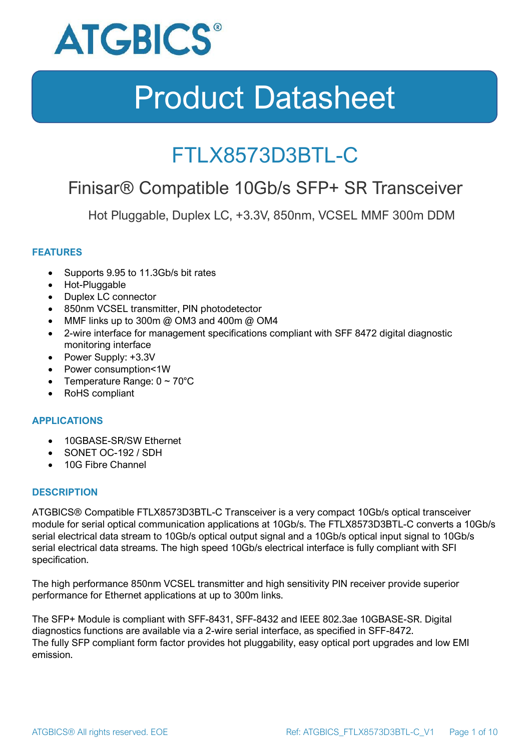ATGBICS®

# Product Datasheet

## FTLX8573D3BTL-C

### Finisar® Compatible 10Gb/s SFP+ SR Transceiver

Hot Pluggable, Duplex LC, +3.3V, 850nm, VCSEL MMF 300m DDM

### FEATURES

- Supports 9.95 to 11.3Gb/s bit rates
- Hot-Pluggable
- Duplex LC connector
- 850nm VCSEL transmitter, PIN photodetector
- MMF links up to 300m @ OM3 and 400m @ OM4
- 2-wire interface for management specifications compliant with SFF 8472 digital diagnostic monitoring interface
- Power Supply: +3.3V
- Power consumption<1W
- Temperature Range: 0 ~ 70°C
- RoHS compliant

### APPLICATIONS

- 10GBASE-SR/SW Ethernet
- SONET OC-192 / SDH
- 10G Fibre Channel

### DESCRIPTION

ATGBICS® Compatible FTLX8573D3BTL-C Transceiver is a very compact 10Gb/s optical transceiver module for serial optical communication applications at 10Gb/s. The FTLX8573D3BTL-C converts a 10Gb/s serial electrical data stream to 10Gb/s optical output signal and a 10Gb/s optical input signal to 10Gb/s serial electrical data streams. The high speed 10Gb/s electrical interface is fully compliant with SFI specification.

The high performance 850nm VCSEL transmitter and high sensitivity PIN receiver provide superior performance for Ethernet applications at up to 300m links.

The SFP+ Module is compliant with SFF-8431, SFF-8432 and IEEE 802.3ae 10GBASE-SR. Digital diagnostics functions are available via a 2-wire serial interface, as specified in SFF-8472.
The fully SFP compliant form factor provides hot pluggability, easy optical port upgrades and low EMI emission.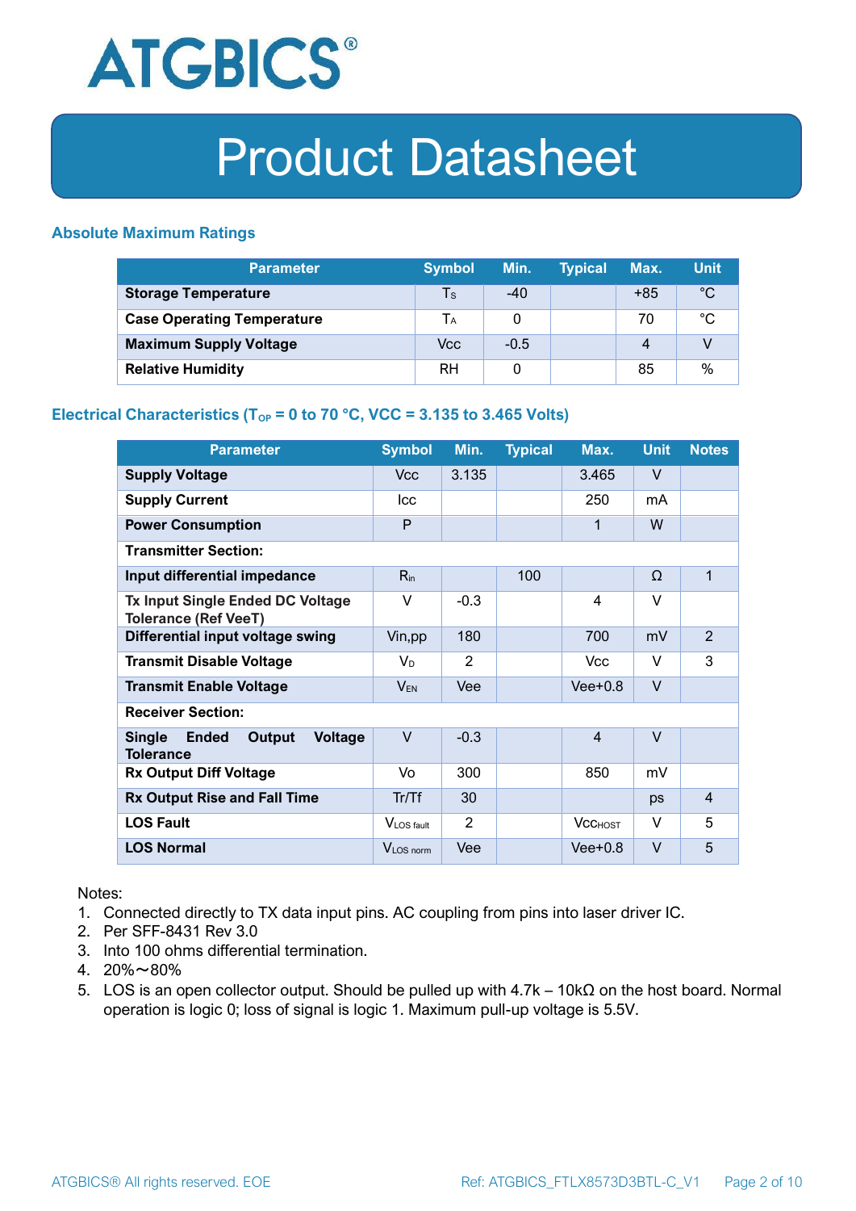ATGBICS®

# Product Datasheet

## Absolute Maximum Ratings

| Parameter | Symbol | Min. | Typical | Max. | Unit |
|---|---|---|---|---|---|
| **Storage Temperature** | $T_S$ | -40 | | +85 | °C |
| **Case Operating Temperature** | $T_A$ | 0 | | 70 | °C |
| **Maximum Supply Voltage** | Vcc | -0.5 | | 4 | V |
| **Relative Humidity** | RH | 0 | | 85 | % |

## Electrical Characteristics ($T_{OP}$ = 0 to 70 °C, VCC = 3.135 to 3.465 Volts)

| Parameter | Symbol | Min. | Typical | Max. | Unit | Notes |
|---|---|---|---|---|---|---|
| **Supply Voltage** | Vcc | 3.135 | | 3.465 | V | |
| **Supply Current** | Icc | | | 250 | mA | |
| **Power Consumption** | P | | | 1 | W | |
| **Transmitter Section:** | | | | | | |
| **Input differential impedance** | $R_{in}$ | | 100 | | Ω | 1 |
| **Tx Input Single Ended DC Voltage Tolerance (Ref VeeT)** | V | -0.3 | | 4 | V | |
| **Differential input voltage swing** | Vin,pp | 180 | | 700 | mV | 2 |
| **Transmit Disable Voltage** | $V_D$ | 2 | | Vcc | V | 3 |
| **Transmit Enable Voltage** | $V_{EN}$ | Vee | | Vee+0.8 | V | |
| **Receiver Section:** | | | | | | |
| **Single Ended Output Voltage Tolerance** | V | -0.3 | | 4 | V | |
| **Rx Output Diff Voltage** | Vo | 300 | | 850 | mV | |
| **Rx Output Rise and Fall Time** | Tr/Tf | 30 | | | ps | 4 |
| **LOS Fault** | $V_{LOS\ fault}$ | 2 | | $Vcc_{HOST}$ | V | 5 |
| **LOS Normal** | $V_{LOS\ norm}$ | Vee | | Vee+0.8 | V | 5 |

Notes:

1. Connected directly to TX data input pins. AC coupling from pins into laser driver IC.
2. Per SFF-8431 Rev 3.0
3. Into 100 ohms differential termination.
4. 20%～80%
5. LOS is an open collector output. Should be pulled up with 4.7k – 10kΩ on the host board. Normal operation is logic 0; loss of signal is logic 1. Maximum pull-up voltage is 5.5V.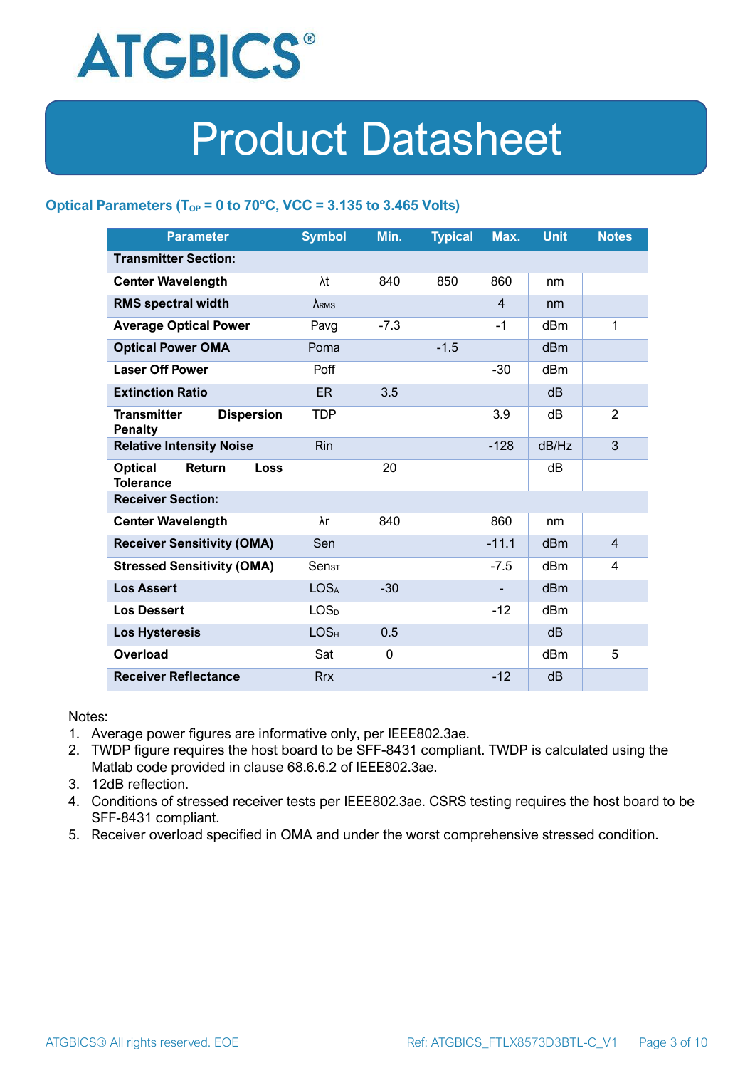## Optical Parameters ($T_{OP}$ = 0 to 70°C, VCC = 3.135 to 3.465 Volts)

| Parameter | Symbol | Min. | Typical | Max. | Unit | Notes |
|---|---|---|---|---|---|---|
| **Transmitter Section:** | | | | | | |
| **Center Wavelength** | λt | 840 | 850 | 860 | nm | |
| **RMS spectral width** | $\lambda_{RMS}$ | | | 4 | nm | |
| **Average Optical Power** | Pavg | -7.3 | | -1 | dBm | 1 |
| **Optical Power OMA** | Poma | | -1.5 | | dBm | |
| **Laser Off Power** | Poff | | | -30 | dBm | |
| **Extinction Ratio** | ER | 3.5 | | | dB | |
| **Transmitter Dispersion Penalty** | TDP | | | 3.9 | dB | 2 |
| **Relative Intensity Noise** | Rin | | | -128 | dB/Hz | 3 |
| **Optical Return Loss Tolerance** | | 20 | | | dB | |
| **Receiver Section:** | | | | | | |
| **Center Wavelength** | λr | 840 | | 860 | nm | |
| **Receiver Sensitivity (OMA)** | Sen | | | -11.1 | dBm | 4 |
| **Stressed Sensitivity (OMA)** | $Sen_{ST}$ | | | -7.5 | dBm | 4 |
| **Los Assert** | $LOS_A$ | -30 | | - | dBm | |
| **Los Dessert** | $LOS_D$ | | | -12 | dBm | |
| **Los Hysteresis** | $LOS_H$ | 0.5 | | | dB | |
| **Overload** | Sat | 0 | | | dBm | 5 |
| **Receiver Reflectance** | Rrx | | | -12 | dB | |

Notes:
1. Average power figures are informative only, per IEEE802.3ae.
2. TWDP figure requires the host board to be SFF-8431 compliant. TWDP is calculated using the Matlab code provided in clause 68.6.6.2 of IEEE802.3ae.
3. 12dB reflection.
4. Conditions of stressed receiver tests per IEEE802.3ae. CSRS testing requires the host board to be SFF-8431 compliant.
5. Receiver overload specified in OMA and under the worst comprehensive stressed condition.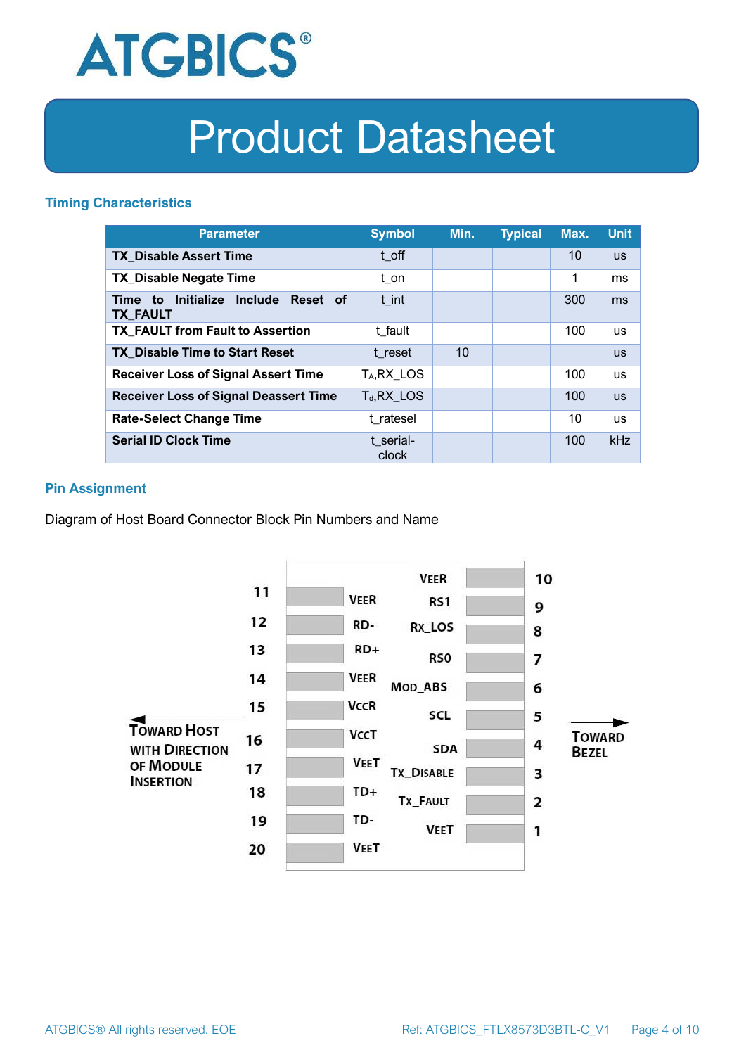## Timing Characteristics

| Parameter | Symbol | Min. | Typical | Max. | Unit |
|---|---|---|---|---|---|
| **TX_Disable Assert Time** | t_off | | | 10 | us |
| **TX_Disable Negate Time** | t_on | | | 1 | ms |
| **Time to Initialize Include Reset of TX_FAULT** | t_int | | | 300 | ms |
| **TX_FAULT from Fault to Assertion** | t_fault | | | 100 | us |
| **TX_Disable Time to Start Reset** | t_reset | 10 | | | us |
| **Receiver Loss of Signal Assert Time** | $T_A$,RX_LOS | | | 100 | us |
| **Receiver Loss of Signal Deassert Time** | $T_d$,RX_LOS | | | 100 | us |
| **Rate-Select Change Time** | t_ratesel | | | 10 | us |
| **Serial ID Clock Time** | t_serial-clock | | | 100 | kHz |

## Pin Assignment

Diagram of Host Board Connector Block Pin Numbers and Name

| Pin | Name | Pin | Name |
|---|---|---|---|
| 11 | VEER | 10 | VEER |
| 12 | RD- | 9 | RS1 |
| 13 | RD+ | 8 | RX_LOS |
| 14 | VEER | 7 | RS0 |
| 15 | VCCR | 6 | MOD_ABS |
| 16 | VCCT | 5 | SCL |
| 17 | VEET | 4 | SDA |
| 18 | TD+ | 3 | TX_DISABLE |
| 19 | TD- | 2 | TX_FAULT |
| 20 | VEET | 1 | VEET |

← TOWARD HOST WITH DIRECTION OF MODULE INSERTION

TOWARD BEZEL →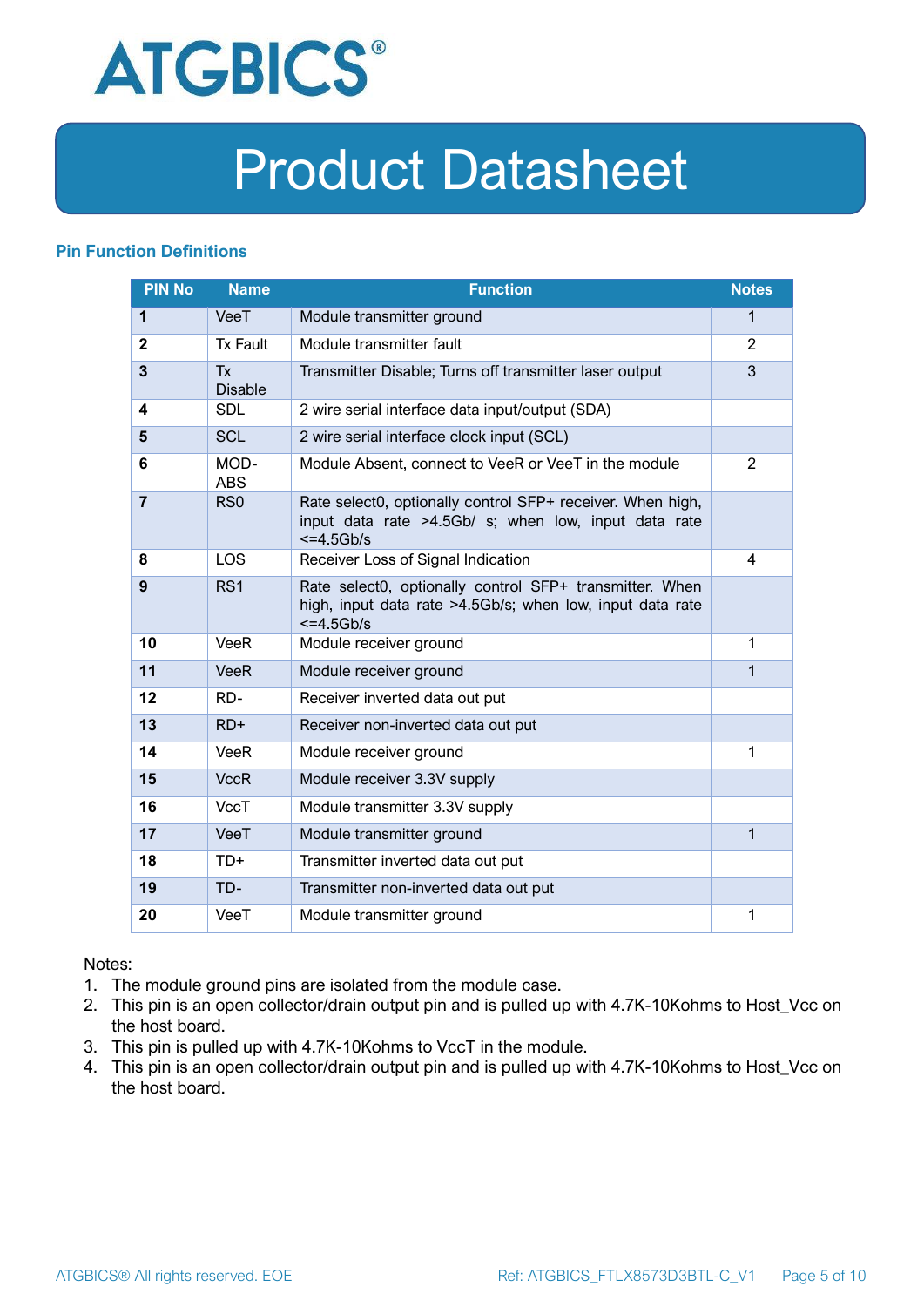## Pin Function Definitions

| PIN No | Name | Function | Notes |
|---|---|---|---|
| **1** | VeeT | Module transmitter ground | 1 |
| **2** | Tx Fault | Module transmitter fault | 2 |
| **3** | Tx Disable | Transmitter Disable; Turns off transmitter laser output | 3 |
| **4** | SDL | 2 wire serial interface data input/output (SDA) | |
| **5** | SCL | 2 wire serial interface clock input (SCL) | |
| **6** | MOD-ABS | Module Absent, connect to VeeR or VeeT in the module | 2 |
| **7** | RS0 | Rate select0, optionally control SFP+ receiver. When high, input data rate >4.5Gb/ s; when low, input data rate <=4.5Gb/s | |
| **8** | LOS | Receiver Loss of Signal Indication | 4 |
| **9** | RS1 | Rate select0, optionally control SFP+ transmitter. When high, input data rate >4.5Gb/s; when low, input data rate <=4.5Gb/s | |
| **10** | VeeR | Module receiver ground | 1 |
| **11** | VeeR | Module receiver ground | 1 |
| **12** | RD- | Receiver inverted data out put | |
| **13** | RD+ | Receiver non-inverted data out put | |
| **14** | VeeR | Module receiver ground | 1 |
| **15** | VccR | Module receiver 3.3V supply | |
| **16** | VccT | Module transmitter 3.3V supply | |
| **17** | VeeT | Module transmitter ground | 1 |
| **18** | TD+ | Transmitter inverted data out put | |
| **19** | TD- | Transmitter non-inverted data out put | |
| **20** | VeeT | Module transmitter ground | 1 |

Notes:

1. The module ground pins are isolated from the module case.
2. This pin is an open collector/drain output pin and is pulled up with 4.7K-10Kohms to Host_Vcc on the host board.
3. This pin is pulled up with 4.7K-10Kohms to VccT in the module.
4. This pin is an open collector/drain output pin and is pulled up with 4.7K-10Kohms to Host_Vcc on the host board.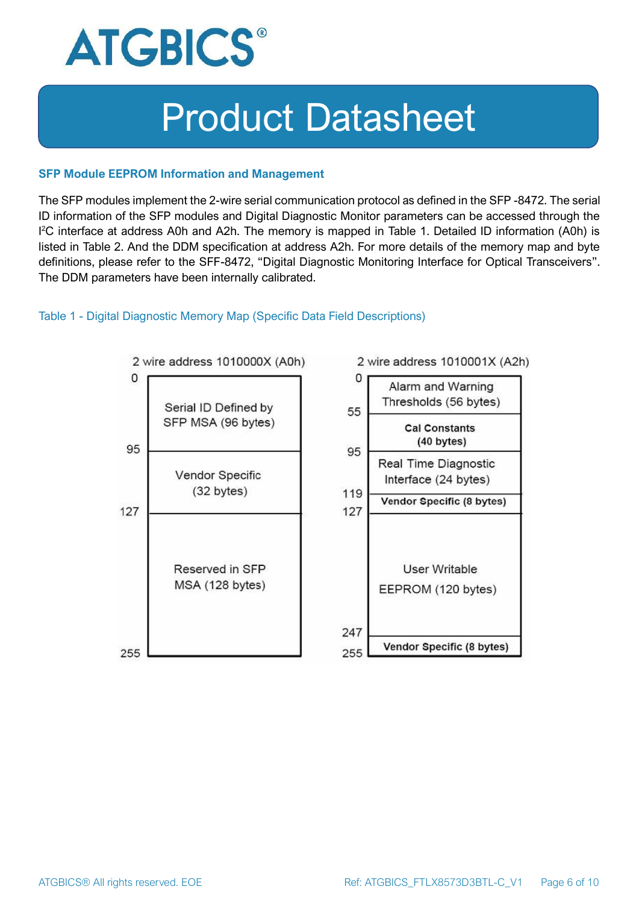## SFP Module EEPROM Information and Management

The SFP modules implement the 2-wire serial communication protocol as defined in the SFP -8472. The serial ID information of the SFP modules and Digital Diagnostic Monitor parameters can be accessed through the $I^2C$ interface at address A0h and A2h. The memory is mapped in Table 1. Detailed ID information (A0h) is listed in Table 2. And the DDM specification at address A2h. For more details of the memory map and byte definitions, please refer to the SFF-8472, "Digital Diagnostic Monitoring Interface for Optical Transceivers". The DDM parameters have been internally calibrated.

Table 1 - Digital Diagnostic Memory Map (Specific Data Field Descriptions)

**2 wire address 1010000X (A0h)**

| Address | Content |
| --- | --- |
| 0–95 | Serial ID Defined by SFP MSA (96 bytes) |
| 95–127 | Vendor Specific (32 bytes) |
| 127–255 | Reserved in SFP MSA (128 bytes) |

**2 wire address 1010001X (A2h)**

| Address | Content |
| --- | --- |
| 0–55 | Alarm and Warning Thresholds (56 bytes) |
| 55–95 | Cal Constants (40 bytes) |
| 95–119 | Real Time Diagnostic Interface (24 bytes) |
| 119–127 | Vendor Specific (8 bytes) |
| 127–247 | User Writable EEPROM (120 bytes) |
| 247–255 | Vendor Specific (8 bytes) |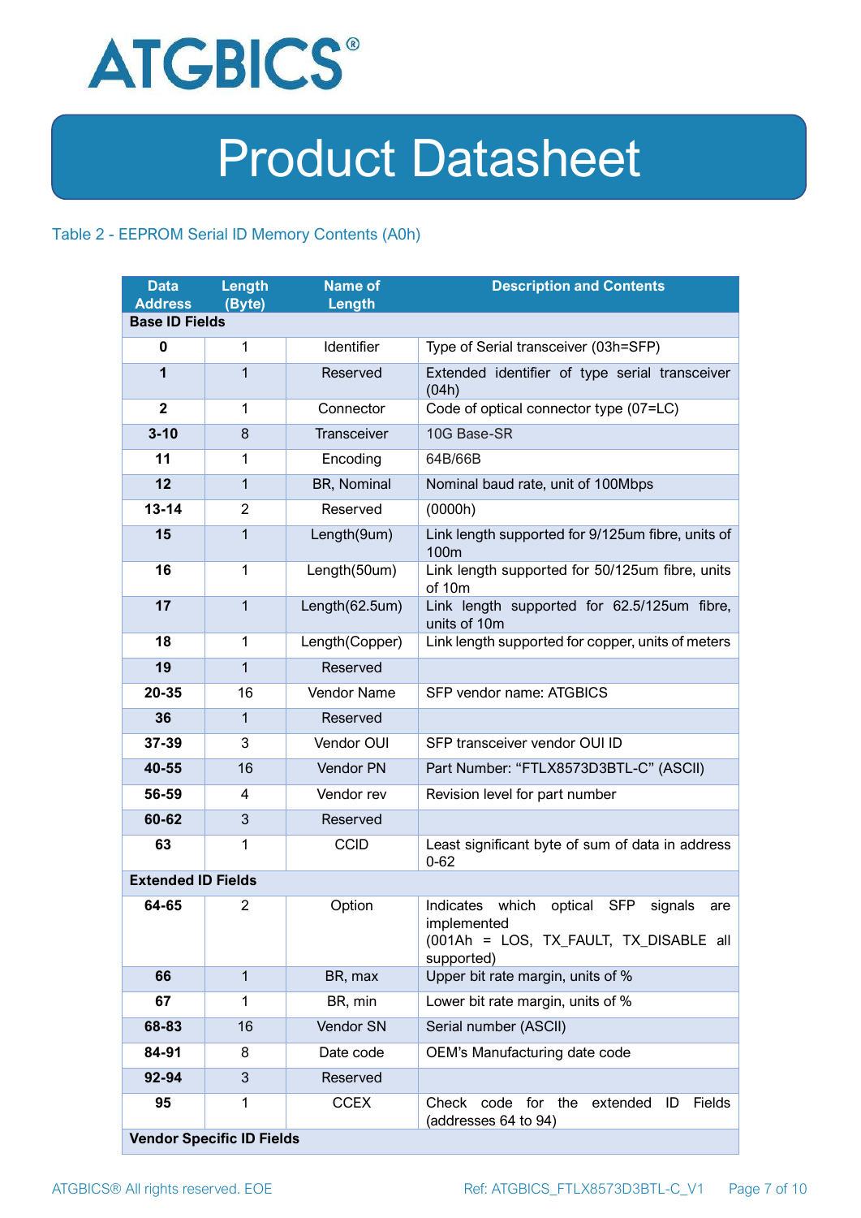# Product Datasheet

Table 2 - EEPROM Serial ID Memory Contents (A0h)

| Data Address | Length (Byte) | Name of Length | Description and Contents |
|---|---|---|---|
| **Base ID Fields** | | | |
| **0** | 1 | Identifier | Type of Serial transceiver (03h=SFP) |
| **1** | 1 | Reserved | Extended identifier of type serial transceiver (04h) |
| **2** | 1 | Connector | Code of optical connector type (07=LC) |
| **3-10** | 8 | Transceiver | 10G Base-SR |
| **11** | 1 | Encoding | 64B/66B |
| **12** | 1 | BR, Nominal | Nominal baud rate, unit of 100Mbps |
| **13-14** | 2 | Reserved | (0000h) |
| **15** | 1 | Length(9um) | Link length supported for 9/125um fibre, units of 100m |
| **16** | 1 | Length(50um) | Link length supported for 50/125um fibre, units of 10m |
| **17** | 1 | Length(62.5um) | Link length supported for 62.5/125um fibre, units of 10m |
| **18** | 1 | Length(Copper) | Link length supported for copper, units of meters |
| **19** | 1 | Reserved | |
| **20-35** | 16 | Vendor Name | SFP vendor name: ATGBICS |
| **36** | 1 | Reserved | |
| **37-39** | 3 | Vendor OUI | SFP transceiver vendor OUI ID |
| **40-55** | 16 | Vendor PN | Part Number: "FTLX8573D3BTL-C" (ASCII) |
| **56-59** | 4 | Vendor rev | Revision level for part number |
| **60-62** | 3 | Reserved | |
| **63** | 1 | CCID | Least significant byte of sum of data in address 0-62 |
| **Extended ID Fields** | | | |
| **64-65** | 2 | Option | Indicates which optical SFP signals are implemented (001Ah = LOS, TX_FAULT, TX_DISABLE all supported) |
| **66** | 1 | BR, max | Upper bit rate margin, units of % |
| **67** | 1 | BR, min | Lower bit rate margin, units of % |
| **68-83** | 16 | Vendor SN | Serial number (ASCII) |
| **84-91** | 8 | Date code | OEM's Manufacturing date code |
| **92-94** | 3 | Reserved | |
| **95** | 1 | CCEX | Check code for the extended ID Fields (addresses 64 to 94) |
| **Vendor Specific ID Fields** | | | |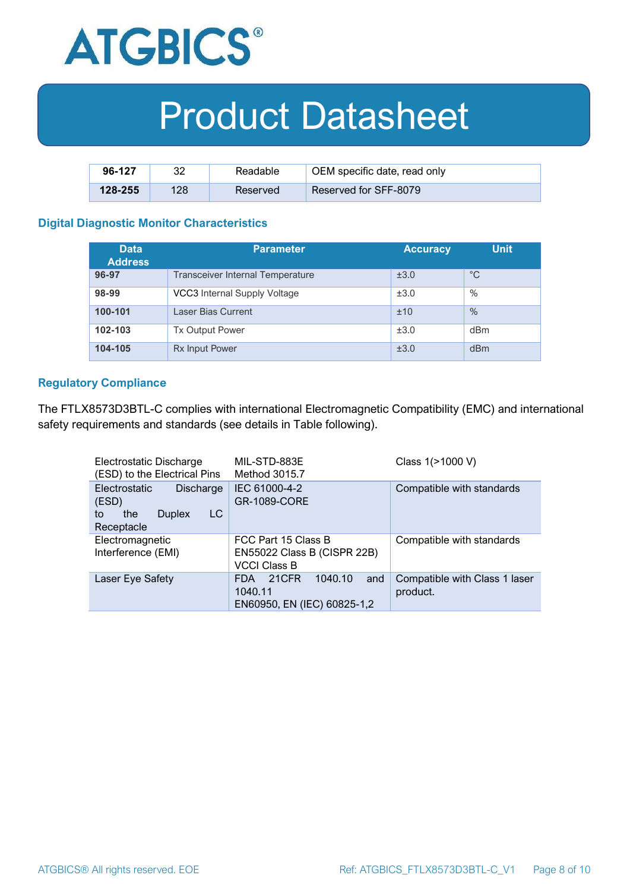| **96-127** | 32 | Readable | OEM specific date, read only |
|---|---|---|---|
| **128-255** | 128 | Reserved | Reserved for SFF-8079 |

### Digital Diagnostic Monitor Characteristics

| Data Address | Parameter | Accuracy | Unit |
|---|---|---|---|
| **96-97** | Transceiver Internal Temperature | ±3.0 | °C |
| **98-99** | VCC3 Internal Supply Voltage | ±3.0 | % |
| **100-101** | Laser Bias Current | ±10 | % |
| **102-103** | Tx Output Power | ±3.0 | dBm |
| **104-105** | Rx Input Power | ±3.0 | dBm |

### Regulatory Compliance

The FTLX8573D3BTL-C complies with international Electromagnetic Compatibility (EMC) and international safety requirements and standards (see details in Table following).

| | | |
|---|---|---|
| Electrostatic Discharge (ESD) to the Electrical Pins | MIL-STD-883E Method 3015.7 | Class 1(>1000 V) |
| Electrostatic Discharge (ESD) to the Duplex LC Receptacle | IEC 61000-4-2 GR-1089-CORE | Compatible with standards |
| Electromagnetic Interference (EMI) | FCC Part 15 Class B EN55022 Class B (CISPR 22B) VCCI Class B | Compatible with standards |
| Laser Eye Safety | FDA 21CFR 1040.10 and 1040.11 EN60950, EN (IEC) 60825-1,2 | Compatible with Class 1 laser product. |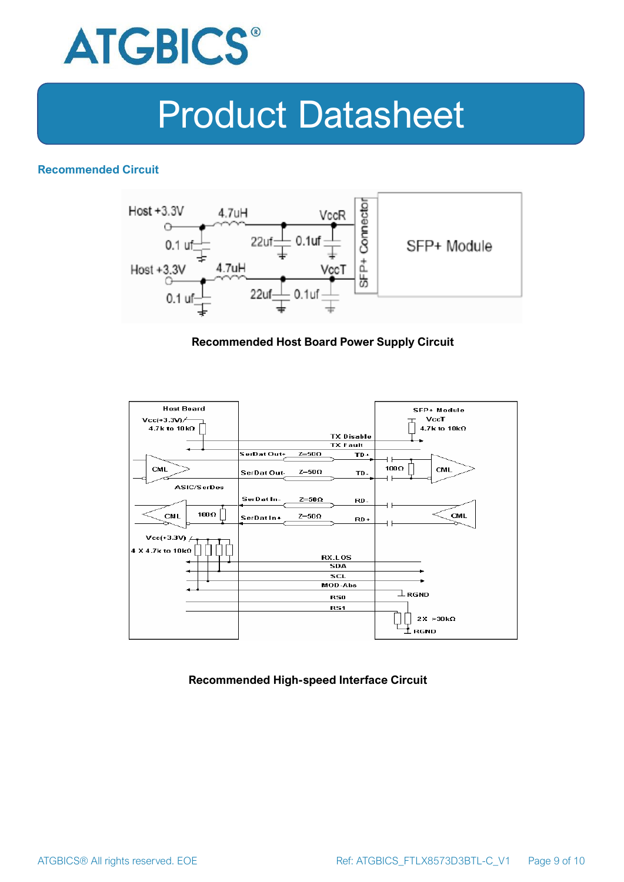## Recommended Circuit

**Recommended Host Board Power Supply Circuit**

**Recommended High-speed Interface Circuit**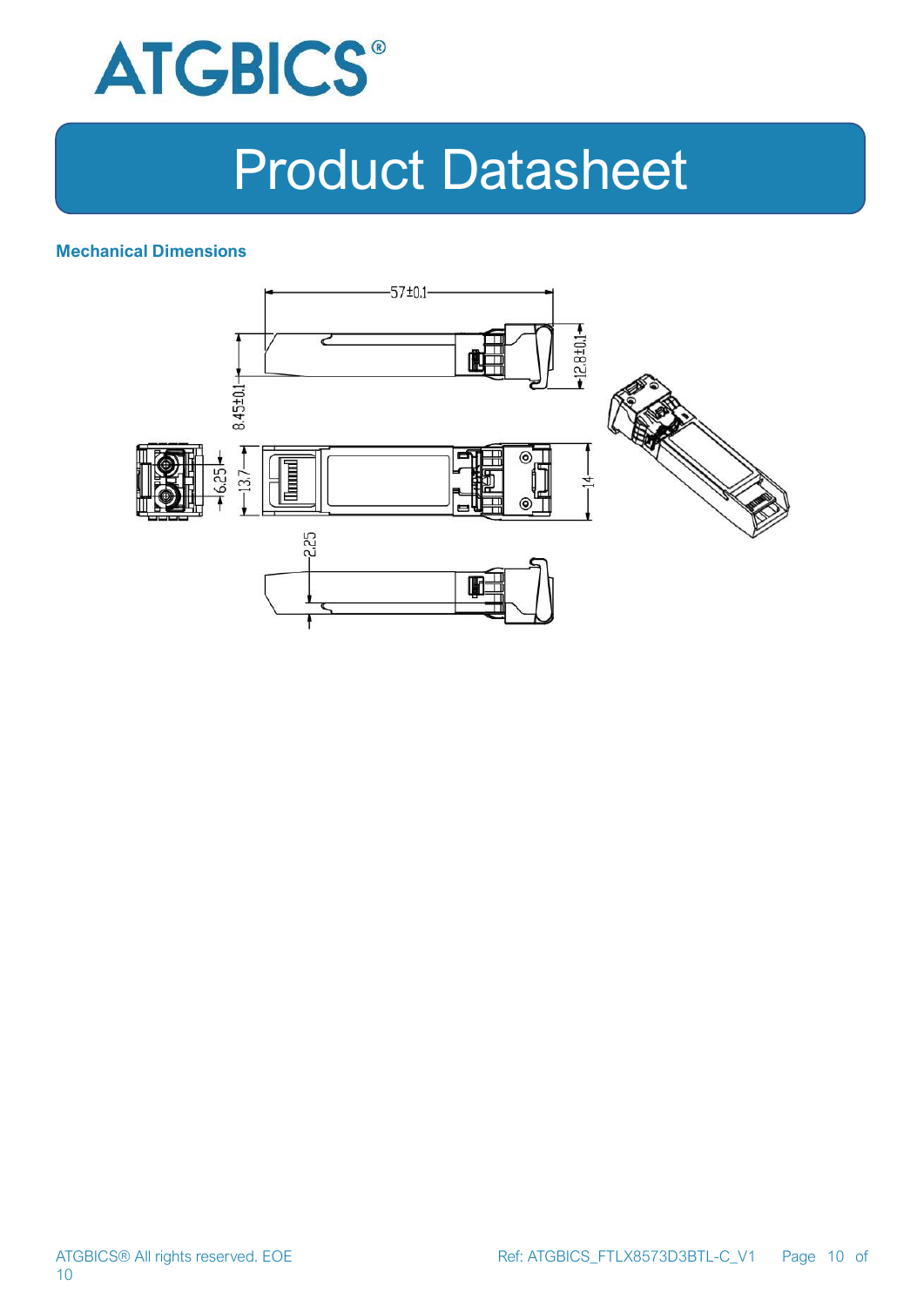### Mechanical Dimensions

57±0.1

12.8±0.1

8.45±0.1

6.25

13.7

14

2.25